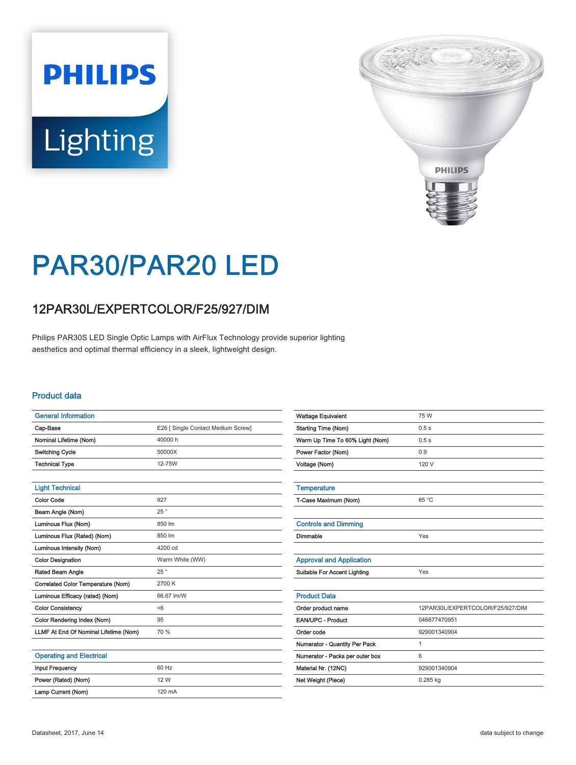# PAR30/PAR20 LED

## 12PAR30L/EXPERTCOLOR/F25/927/DIM

Philips PAR30S LED Single Optic Lamps with AirFlux Technology provide superior lighting aesthetics and optimal thermal efficiency in a sleek, lightweight design.

### Product data

| General Information | |
|---|---|
| Cap-Base | E26 [ Single Contact Medium Screw] |
| Nominal Lifetime (Nom) | 40000 h |
| Switching Cycle | 50000X |
| Technical Type | 12-75W |

| Light Technical | |
|---|---|
| Color Code | 927 |
| Beam Angle (Nom) | 25 ° |
| Luminous Flux (Nom) | 850 lm |
| Luminous Flux (Rated) (Nom) | 850 lm |
| Luminous Intensity (Nom) | 4200 cd |
| Color Designation | Warm White (WW) |
| Rated Beam Angle | 25 ° |
| Correlated Color Temperature (Nom) | 2700 K |
| Luminous Efficacy (rated) (Nom) | 66.67 lm/W |
| Color Consistency | <6 |
| Color Rendering Index (Nom) | 95 |
| LLMF At End Of Nominal Lifetime (Nom) | 70 % |

| Operating and Electrical | |
|---|---|
| Input Frequency | 60 Hz |
| Power (Rated) (Nom) | 12 W |
| Lamp Current (Nom) | 120 mA |
| Wattage Equivalent | 75 W |
| Starting Time (Nom) | 0.5 s |
| Warm Up Time To 60% Light (Nom) | 0.5 s |
| Power Factor (Nom) | 0.9 |
| Voltage (Nom) | 120 V |

| Temperature | |
|---|---|
| T-Case Maximum (Nom) | 85 °C |

| Controls and Dimming | |
|---|---|
| Dimmable | Yes |

| Approval and Application | |
|---|---|
| Suitable For Accent Lighting | Yes |

| Product Data | |
|---|---|
| Order product name | 12PAR30L/EXPERTCOLOR/F25/927/DIM |
| EAN/UPC - Product | 046677470951 |
| Order code | 929001340904 |
| Numerator - Quantity Per Pack | 1 |
| Numerator - Packs per outer box | 6 |
| Material Nr. (12NC) | 929001340904 |
| Net Weight (Piece) | 0.285 kg |

Datasheet, 2017, June 14

data subject to change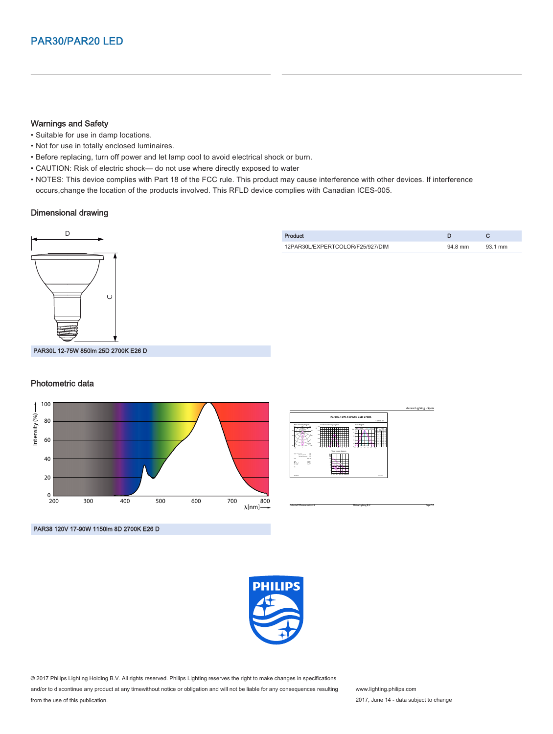## Warnings and Safety

- Suitable for use in damp locations.
- Not for use in totally enclosed luminaires.
- Before replacing, turn off power and let lamp cool to avoid electrical shock or burn.
- CAUTION: Risk of electric shock— do not use where directly exposed to water
- NOTES: This device complies with Part 18 of the FCC rule. This product may cause interference with other devices. If interference occurs,change the location of the products involved. This RFLD device complies with Canadian ICES-005.

## Dimensional drawing

D

C

PAR30L 12-75W 850lm 25D 2700K E26 D

| Product | D | C |
|---|---|---|
| 12PAR30L/EXPERTCOLOR/F25/927/DIM | 94.8 mm | 93.1 mm |

## Photometric data

Intensity (%)

100
80
60
40
20
0

200 300 400 500 600 700 800

λ[nm]

PAR38 120V 17-90W 1150lm 8D 2700K E26 D

Accent Lighting - Spots

Par30L-12W-120VAC 25D 2700K

© 2017 Philips Lighting Holding B.V. All rights reserved. Philips Lighting reserves the right to make changes in specifications and/or to discontinue any product at any timewithout notice or obligation and will not be liable for any consequences resulting from the use of this publication.

www.lighting.philips.com

2017, June 14 - data subject to change